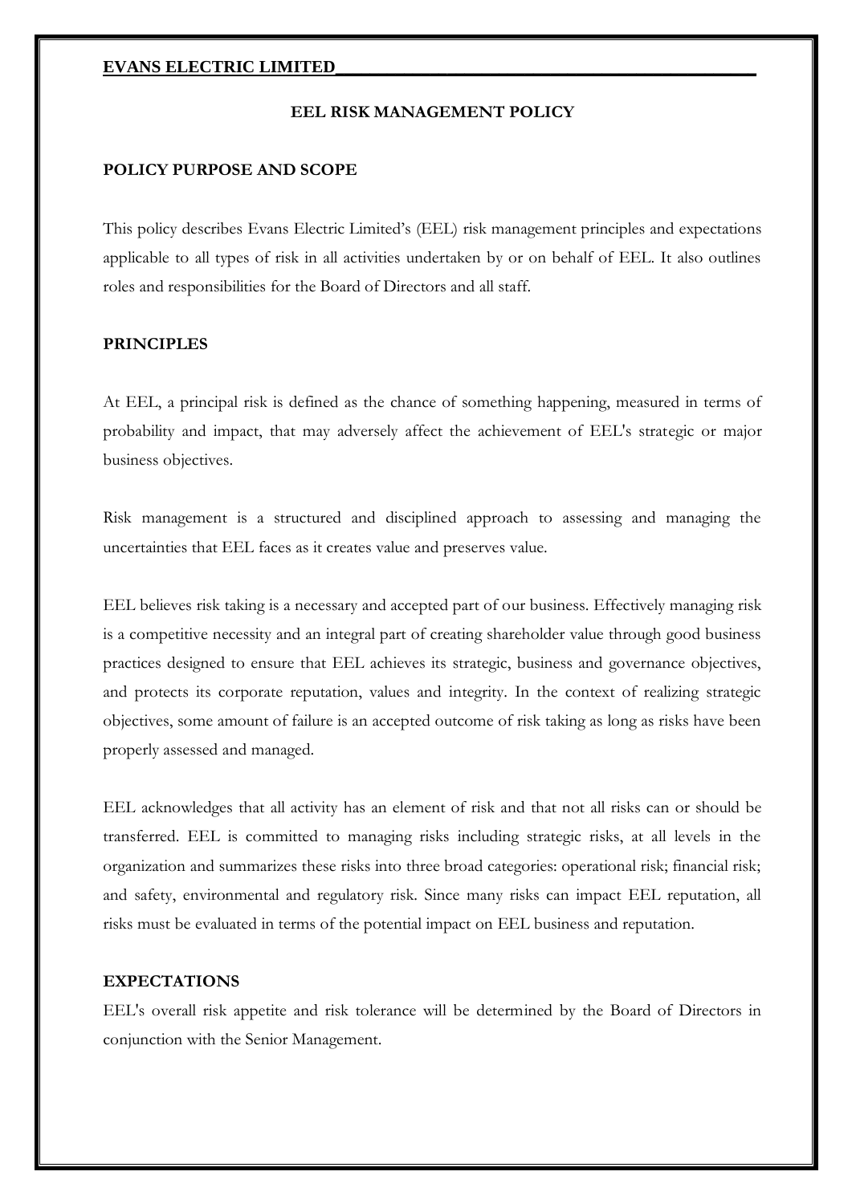**EVANS ELECTRIC LIMITED**

# EEL RISK MANAGEMENT POLICY

## POLICY PURPOSE AND SCOPE

This policy describes Evans Electric Limited's (EEL) risk management principles and expectations applicable to all types of risk in all activities undertaken by or on behalf of EEL. It also outlines roles and responsibilities for the Board of Directors and all staff.

## PRINCIPLES

At EEL, a principal risk is defined as the chance of something happening, measured in terms of probability and impact, that may adversely affect the achievement of EEL's strategic or major business objectives.

Risk management is a structured and disciplined approach to assessing and managing the uncertainties that EEL faces as it creates value and preserves value.

EEL believes risk taking is a necessary and accepted part of our business. Effectively managing risk is a competitive necessity and an integral part of creating shareholder value through good business practices designed to ensure that EEL achieves its strategic, business and governance objectives, and protects its corporate reputation, values and integrity. In the context of realizing strategic objectives, some amount of failure is an accepted outcome of risk taking as long as risks have been properly assessed and managed.

EEL acknowledges that all activity has an element of risk and that not all risks can or should be transferred. EEL is committed to managing risks including strategic risks, at all levels in the organization and summarizes these risks into three broad categories: operational risk; financial risk; and safety, environmental and regulatory risk. Since many risks can impact EEL reputation, all risks must be evaluated in terms of the potential impact on EEL business and reputation.

## EXPECTATIONS

EEL's overall risk appetite and risk tolerance will be determined by the Board of Directors in conjunction with the Senior Management.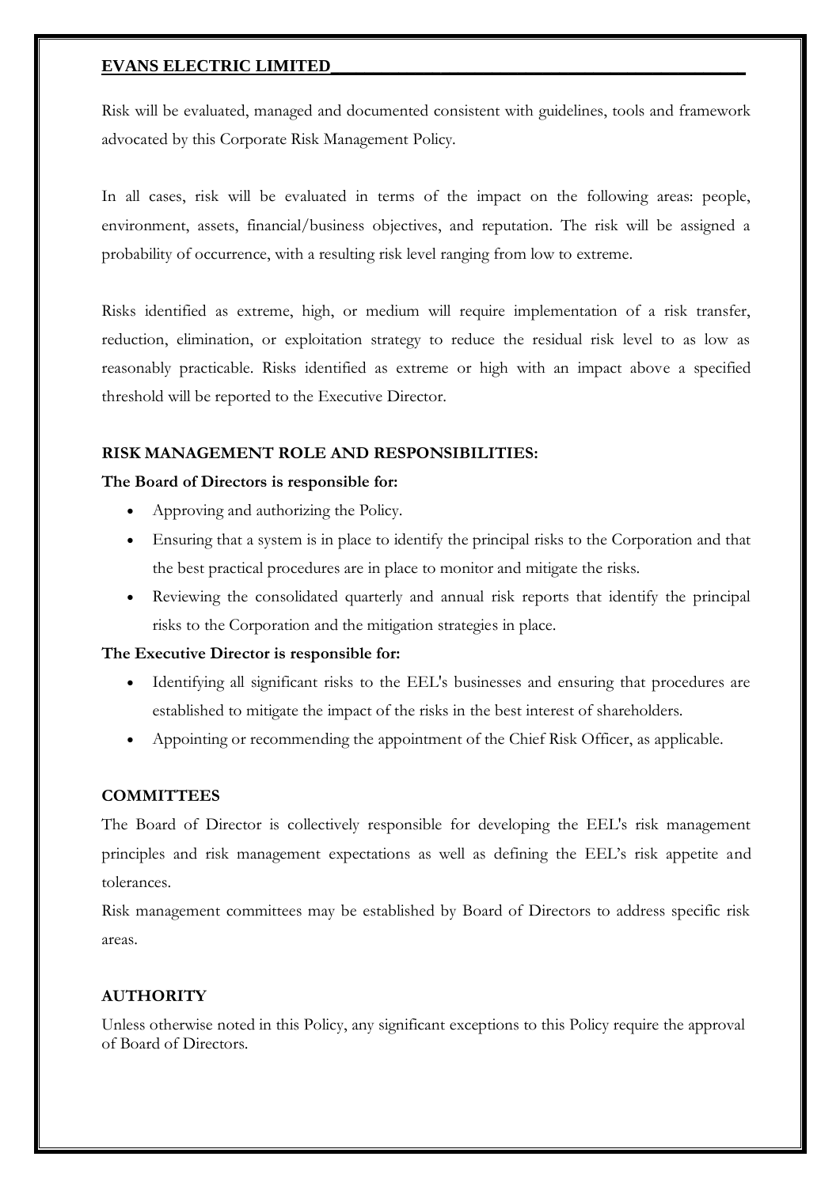Risk will be evaluated, managed and documented consistent with guidelines, tools and framework advocated by this Corporate Risk Management Policy.

In all cases, risk will be evaluated in terms of the impact on the following areas: people, environment, assets, financial/business objectives, and reputation. The risk will be assigned a probability of occurrence, with a resulting risk level ranging from low to extreme.

Risks identified as extreme, high, or medium will require implementation of a risk transfer, reduction, elimination, or exploitation strategy to reduce the residual risk level to as low as reasonably practicable. Risks identified as extreme or high with an impact above a specified threshold will be reported to the Executive Director.

## RISK MANAGEMENT ROLE AND RESPONSIBILITIES:

**The Board of Directors is responsible for:**

- Approving and authorizing the Policy.
- Ensuring that a system is in place to identify the principal risks to the Corporation and that the best practical procedures are in place to monitor and mitigate the risks.
- Reviewing the consolidated quarterly and annual risk reports that identify the principal risks to the Corporation and the mitigation strategies in place.

**The Executive Director is responsible for:**

- Identifying all significant risks to the EEL's businesses and ensuring that procedures are established to mitigate the impact of the risks in the best interest of shareholders.
- Appointing or recommending the appointment of the Chief Risk Officer, as applicable.

## COMMITTEES

The Board of Director is collectively responsible for developing the EEL's risk management principles and risk management expectations as well as defining the EEL's risk appetite and tolerances.

Risk management committees may be established by Board of Directors to address specific risk areas.

## AUTHORITY

Unless otherwise noted in this Policy, any significant exceptions to this Policy require the approval of Board of Directors.